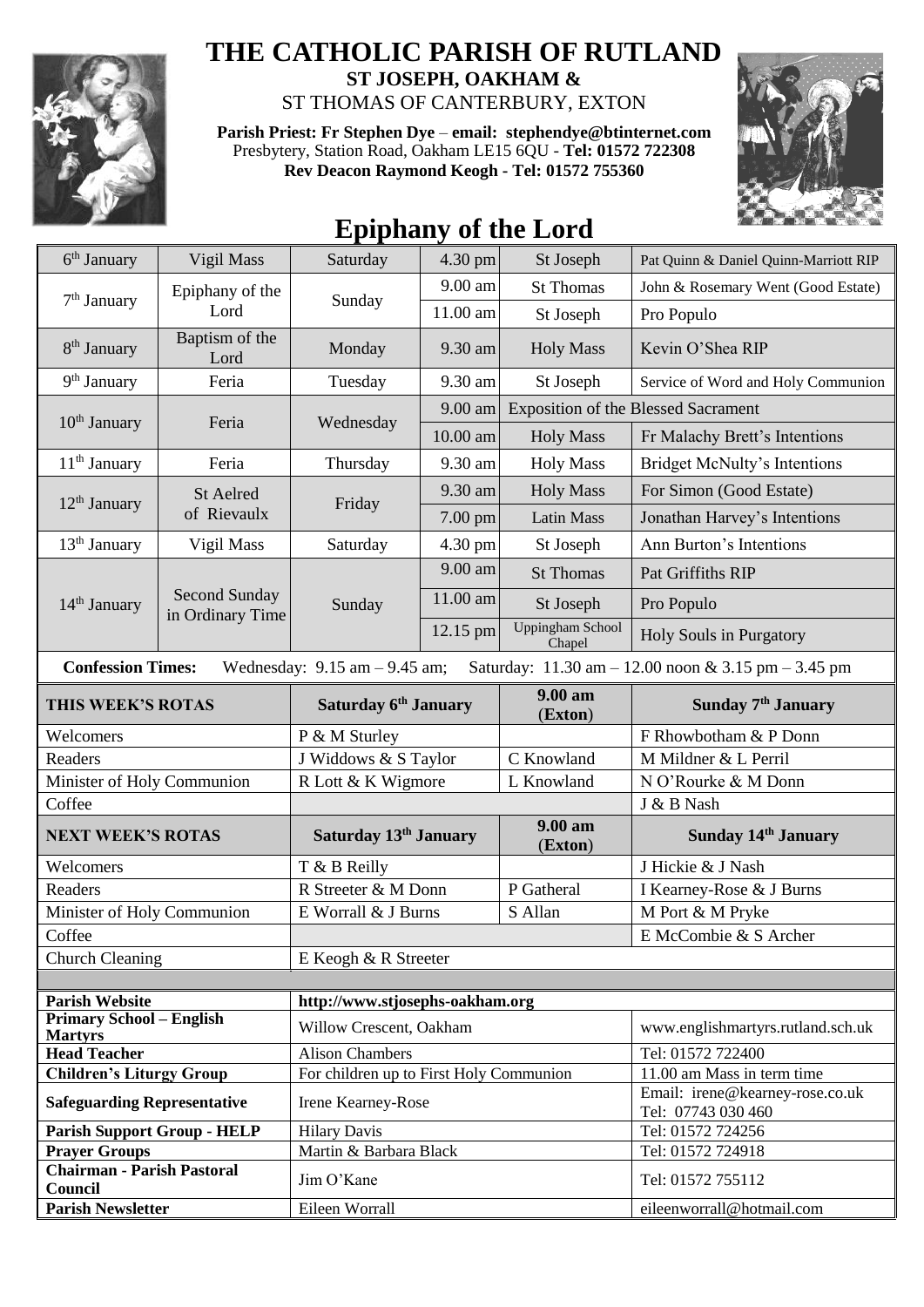# THE CATHOLIC PARISH OF RUTLAND

**ST JOSEPH, OAKHAM &**

ST THOMAS OF CANTERBURY, EXTON

**Parish Priest: Fr Stephen Dye** – **email: stephendye@btinternet.com**
Presbytery, Station Road, Oakham LE15 6QU - **Tel: 01572 722308**
**Rev Deacon Raymond Keogh - Tel: 01572 755360**

## Epiphany of the Lord

| | | | | | |
|---|---|---|---|---|---|
| 6th January | Vigil Mass | Saturday | 4.30 pm | St Joseph | Pat Quinn & Daniel Quinn-Marriott RIP |
| 7th January | Epiphany of the Lord | Sunday | 9.00 am | St Thomas | John & Rosemary Went (Good Estate) |
| | | | 11.00 am | St Joseph | Pro Populo |
| 8th January | Baptism of the Lord | Monday | 9.30 am | Holy Mass | Kevin O'Shea RIP |
| 9th January | Feria | Tuesday | 9.30 am | St Joseph | Service of Word and Holy Communion |
| 10th January | Feria | Wednesday | 9.00 am | Exposition of the Blessed Sacrament | |
| | | | 10.00 am | Holy Mass | Fr Malachy Brett's Intentions |
| 11th January | Feria | Thursday | 9.30 am | Holy Mass | Bridget McNulty's Intentions |
| 12th January | St Aelred of Rievaulx | Friday | 9.30 am | Holy Mass | For Simon (Good Estate) |
| | | | 7.00 pm | Latin Mass | Jonathan Harvey's Intentions |
| 13th January | Vigil Mass | Saturday | 4.30 pm | St Joseph | Ann Burton's Intentions |
| 14th January | Second Sunday in Ordinary Time | Sunday | 9.00 am | St Thomas | Pat Griffiths RIP |
| | | | 11.00 am | St Joseph | Pro Populo |
| | | | 12.15 pm | Uppingham School Chapel | Holy Souls in Purgatory |

**Confession Times:** Wednesday: 9.15 am – 9.45 am; Saturday: 11.30 am – 12.00 noon & 3.15 pm – 3.45 pm

| THIS WEEK'S ROTAS | Saturday 6th January | 9.00 am (Exton) | Sunday 7th January |
|---|---|---|---|
| Welcomers | P & M Sturley | | F Rhowbotham & P Donn |
| Readers | J Widdows & S Taylor | C Knowland | M Mildner & L Perril |
| Minister of Holy Communion | R Lott & K Wigmore | L Knowland | N O'Rourke & M Donn |
| Coffee | | | J & B Nash |
| **NEXT WEEK'S ROTAS** | **Saturday 13th January** | **9.00 am (Exton)** | **Sunday 14th January** |
| Welcomers | T & B Reilly | | J Hickie & J Nash |
| Readers | R Streeter & M Donn | P Gatheral | I Kearney-Rose & J Burns |
| Minister of Holy Communion | E Worrall & J Burns | S Allan | M Port & M Pryke |
| Coffee | | | E McCombie & S Archer |
| Church Cleaning | E Keogh & R Streeter | | |

| | | |
|---|---|---|
| **Parish Website** | http://www.stjosephs-oakham.org | |
| **Primary School – English Martyrs** | Willow Crescent, Oakham | www.englishmartyrs.rutland.sch.uk |
| **Head Teacher** | Alison Chambers | Tel: 01572 722400 |
| **Children's Liturgy Group** | For children up to First Holy Communion | 11.00 am Mass in term time |
| **Safeguarding Representative** | Irene Kearney-Rose | Email: irene@kearney-rose.co.uk Tel: 07743 030 460 |
| **Parish Support Group - HELP** | Hilary Davis | Tel: 01572 724256 |
| **Prayer Groups** | Martin & Barbara Black | Tel: 01572 724918 |
| **Chairman - Parish Pastoral Council** | Jim O'Kane | Tel: 01572 755112 |
| **Parish Newsletter** | Eileen Worrall | eileenworrall@hotmail.com |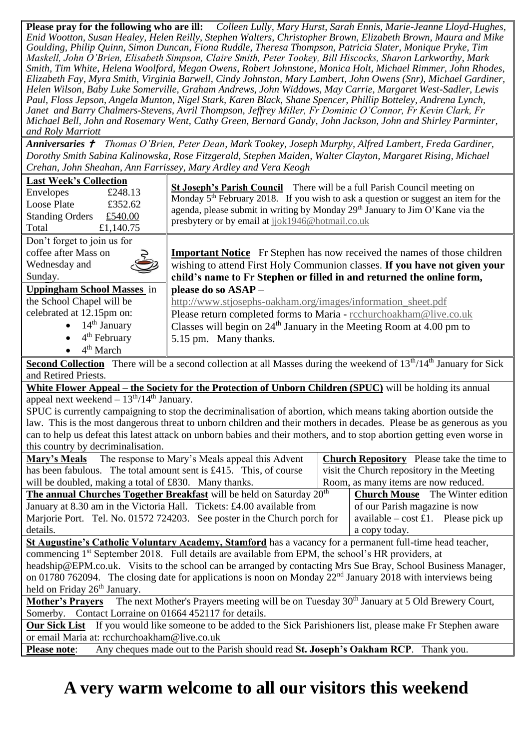**Please pray for the following who are ill:** *Colleen Lully, Mary Hurst, Sarah Ennis, Marie-Jeanne Lloyd-Hughes, Enid Wootton, Susan Healey, Helen Reilly, Stephen Walters, Christopher Brown, Elizabeth Brown, Maura and Mike Goulding, Philip Quinn, Simon Duncan, Fiona Ruddle, Theresa Thompson, Patricia Slater, Monique Pryke, Tim Maskell, John O'Brien, Elisabeth Simpson, Claire Smith, Peter Tookey, Bill Hiscocks, Sharon Larkworthy, Mark Smith, Tim White, Helena Woolford, Megan Owens, Robert Johnstone, Monica Holt, Michael Rimmer, John Rhodes, Elizabeth Fay, Myra Smith, Virginia Barwell, Cindy Johnston, Mary Lambert, John Owens (Snr), Michael Gardiner, Helen Wilson, Baby Luke Somerville, Graham Andrews, John Widdows, May Carrie, Margaret West-Sadler, Lewis Paul, Floss Jepson, Angela Munton, Nigel Stark, Karen Black, Shane Spencer, Phillip Botteley, Andrena Lynch, Janet and Barry Chalmers-Stevens, Avril Thompson, Jeffrey Miller, Fr Dominic O'Connor, Fr Kevin Clark, Fr Michael Bell, John and Rosemary Went, Cathy Green, Bernard Gandy, John Jackson, John and Shirley Parminter, and Roly Marriott*

***Anniversaries*** ✝ *Thomas O'Brien, Peter Dean, Mark Tookey, Joseph Murphy, Alfred Lambert, Freda Gardiner, Dorothy Smith Sabina Kalinowska, Rose Fitzgerald, Stephen Maiden, Walter Clayton, Margaret Rising, Michael Crehan, John Sheahan, Ann Farrissey, Mary Ardley and Vera Keogh*

**Last Week's Collection**

| | |
|---|---|
| Envelopes | £248.13 |
| Loose Plate | £352.62 |
| Standing Orders | £540.00 |
| Total | £1,140.75 |

**St Joseph's Parish Council** There will be a full Parish Council meeting on Monday 5th February 2018. If you wish to ask a question or suggest an item for the agenda, please submit in writing by Monday 29th January to Jim O'Kane via the presbytery or by email at jjok1946@hotmail.co.uk

Don't forget to join us for coffee after Mass on Wednesday and Sunday.

**Uppingham School Masses** in the School Chapel will be celebrated at 12.15pm on:

- 14th January
- 4th February
- 4th March

**Important Notice** Fr Stephen has now received the names of those children wishing to attend First Holy Communion classes. **If you have not given your child's name to Fr Stephen or filled in and returned the online form, please do so ASAP** – http://www.stjosephs-oakham.org/images/information_sheet.pdf
Please return completed forms to Maria - rcchurchoakham@live.co.uk
Classes will begin on 24th January in the Meeting Room at 4.00 pm to 5.15 pm. Many thanks.

**Second Collection** There will be a second collection at all Masses during the weekend of 13th/14th January for Sick and Retired Priests.

**White Flower Appeal – the Society for the Protection of Unborn Children (SPUC)** will be holding its annual appeal next weekend – 13th/14th January.
SPUC is currently campaigning to stop the decriminalisation of abortion, which means taking abortion outside the law. This is the most dangerous threat to unborn children and their mothers in decades. Please be as generous as you can to help us defeat this latest attack on unborn babies and their mothers, and to stop abortion getting even worse in this country by decriminalisation.

**Mary's Meals** The response to Mary's Meals appeal this Advent has been fabulous. The total amount sent is £415. This, of course will be doubled, making a total of £830. Many thanks.

**Church Repository** Please take the time to visit the Church repository in the Meeting Room, as many items are now reduced.

**The annual Churches Together Breakfast** will be held on Saturday 20th January at 8.30 am in the Victoria Hall. Tickets: £4.00 available from Marjorie Port. Tel. No. 01572 724203. See poster in the Church porch for details.

**Church Mouse** The Winter edition of our Parish magazine is now available – cost £1. Please pick up a copy today.

**St Augustine's Catholic Voluntary Academy, Stamford** has a vacancy for a permanent full-time head teacher, commencing 1st September 2018. Full details are available from EPM, the school's HR providers, at headship@EPM.co.uk. Visits to the school can be arranged by contacting Mrs Sue Bray, School Business Manager, on 01780 762094. The closing date for applications is noon on Monday 22nd January 2018 with interviews being held on Friday 26th January.

**Mother's Prayers** The next Mother's Prayers meeting will be on Tuesday 30th January at 5 Old Brewery Court, Somerby. Contact Lorraine on 01664 452117 for details.

**Our Sick List** If you would like someone to be added to the Sick Parishioners list, please make Fr Stephen aware or email Maria at: rcchurchoakham@live.co.uk

**Please note**: Any cheques made out to the Parish should read **St. Joseph's Oakham RCP**. Thank you.

# A very warm welcome to all our visitors this weekend